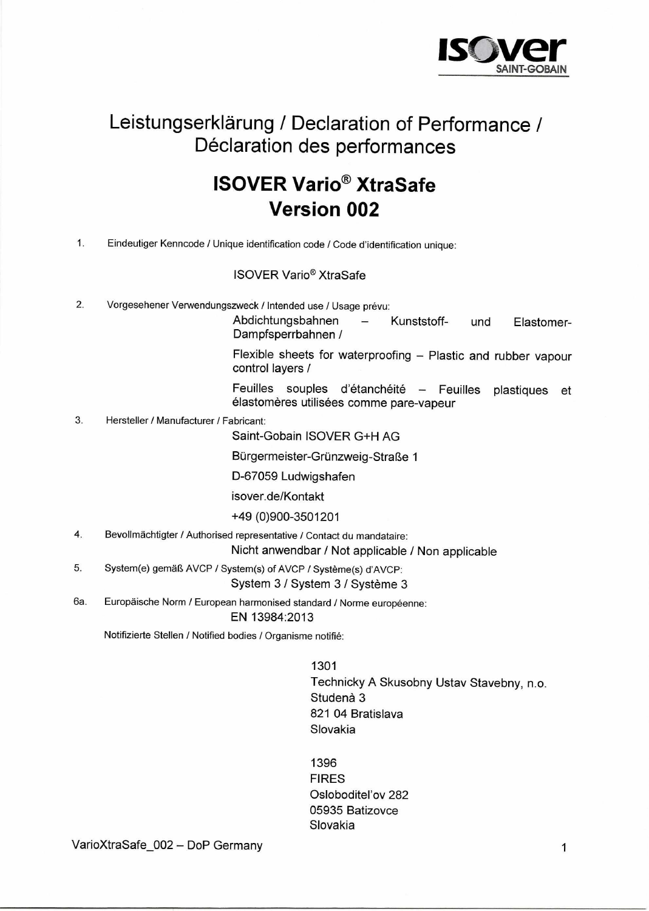# Leistungserklärung / Declaration of Performance / Déclaration des performances

## ISOVER Vario® XtraSafe Version 002

1. Eindeutiger Kenncode / Unique identification code / Code d'identification unique:

   ISOVER Vario® XtraSafe

2. Vorgesehener Verwendungszweck / Intended use / Usage prévu:

   Abdichtungsbahnen – Kunststoff- und Elastomer-Dampfsperrbahnen /

   Flexible sheets for waterproofing – Plastic and rubber vapour control layers /

   Feuilles souples d'étanchéité – Feuilles plastiques et élastomères utilisées comme pare-vapeur

3. Hersteller / Manufacturer / Fabricant:

   Saint-Gobain ISOVER G+H AG

   Bürgermeister-Grünzweig-Straße 1

   D-67059 Ludwigshafen

   isover.de/Kontakt

   +49 (0)900-3501201

4. Bevollmächtigter / Authorised representative / Contact du mandataire:

   Nicht anwendbar / Not applicable / Non applicable

5. System(e) gemäß AVCP / System(s) of AVCP / Système(s) d'AVCP:

   System 3 / System 3 / Système 3

6a. Europäische Norm / European harmonised standard / Norme européenne:

   EN 13984:2013

   Notifizierte Stellen / Notified bodies / Organisme notifié:

   1301
   Technicky A Skusobny Ustav Stavebny, n.o.
   Studenà 3
   821 04 Bratislava
   Slovakia

   1396
   FIRES
   Osloboditel'ov 282
   05935 Batizovce
   Slovakia

VarioXtraSafe_002 – DoP Germany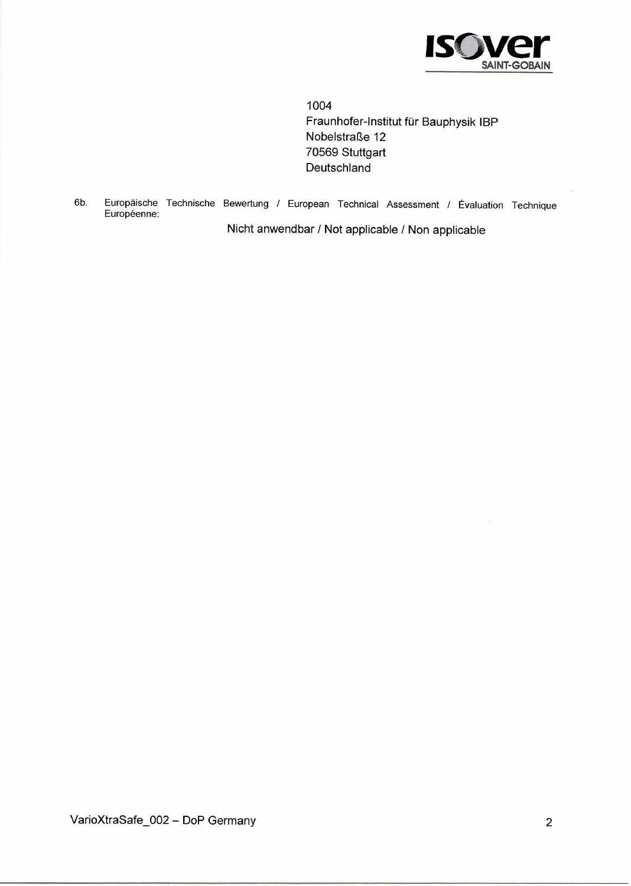1004
Fraunhofer-Institut für Bauphysik IBP
Nobelstraße 12
70569 Stuttgart
Deutschland

6b. Europäische Technische Bewertung / European Technical Assessment / Évaluation Technique Européenne:

Nicht anwendbar / Not applicable / Non applicable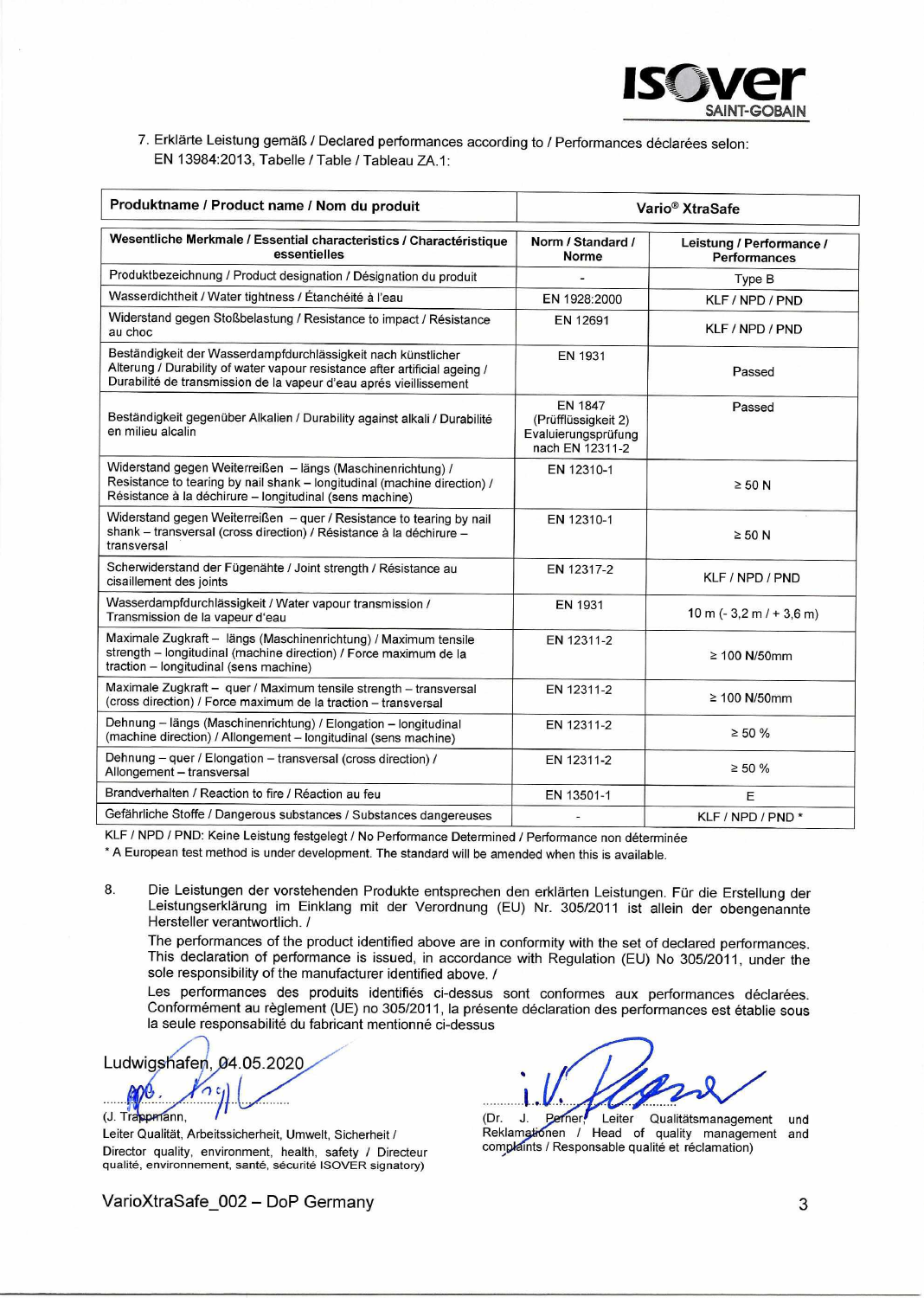7. Erklärte Leistung gemäß / Declared performances according to / Performances déclarées selon:
   EN 13984:2013, Tabelle / Table / Tableau ZA.1:

| **Produktname / Product name / Nom du produit** | **Vario® XtraSafe** | |
|---|---|---|
| **Wesentliche Merkmale / Essential characteristics / Charactéristique essentielles** | **Norm / Standard / Norme** | **Leistung / Performance / Performances** |
| Produktbezeichnung / Product designation / Désignation du produit | - | Type B |
| Wasserdichtheit / Water tightness / Étanchéité à l'eau | EN 1928:2000 | KLF / NPD / PND |
| Widerstand gegen Stoßbelastung / Resistance to impact / Résistance au choc | EN 12691 | KLF / NPD / PND |
| Beständigkeit der Wasserdampfdurchlässigkeit nach künstlicher Alterung / Durability of water vapour resistance after artificial ageing / Durabilité de transmission de la vapeur d'eau aprés vieillissement | EN 1931 | Passed |
| Beständigkeit gegenüber Alkalien / Durability against alkali / Durabilité en milieu alcalin | EN 1847 (Prüfflüssigkeit 2) Evaluierungsprüfung nach EN 12311-2 | Passed |
| Widerstand gegen Weiterreißen – längs (Maschinenrichtung) / Resistance to tearing by nail shank – longitudinal (machine direction) / Résistance à la déchirure – longitudinal (sens machine) | EN 12310-1 | ≥ 50 N |
| Widerstand gegen Weiterreißen – quer / Resistance to tearing by nail shank – transversal (cross direction) / Résistance à la déchirure – transversal | EN 12310-1 | ≥ 50 N |
| Scherwiderstand der Fügenähte / Joint strength / Résistance au cisaillement des joints | EN 12317-2 | KLF / NPD / PND |
| Wasserdampfdurchlässigkeit / Water vapour transmission / Transmission de la vapeur d'eau | EN 1931 | 10 m (- 3,2 m / + 3,6 m) |
| Maximale Zugkraft – längs (Maschinenrichtung) / Maximum tensile strength – longitudinal (machine direction) / Force maximum de la traction – longitudinal (sens machine) | EN 12311-2 | ≥ 100 N/50mm |
| Maximale Zugkraft – quer / Maximum tensile strength – transversal (cross direction) / Force maximum de la traction – transversal | EN 12311-2 | ≥ 100 N/50mm |
| Dehnung – längs (Maschinenrichtung) / Elongation – longitudinal (machine direction) / Allongement – longitudinal (sens machine) | EN 12311-2 | ≥ 50 % |
| Dehnung – quer / Elongation – transversal (cross direction) / Allongement – transversal | EN 12311-2 | ≥ 50 % |
| Brandverhalten / Reaction to fire / Réaction au feu | EN 13501-1 | E |
| Gefährliche Stoffe / Dangerous substances / Substances dangereuses | - | KLF / NPD / PND * |

KLF / NPD / PND: Keine Leistung festgelegt / No Performance Determined / Performance non déterminée

* A European test method is under development. The standard will be amended when this is available.

8. Die Leistungen der vorstehenden Produkte entsprechen den erklärten Leistungen. Für die Erstellung der Leistungserklärung im Einklang mit der Verordnung (EU) Nr. 305/2011 ist allein der obengenannte Hersteller verantwortlich. /

   The performances of the product identified above are in conformity with the set of declared performances. This declaration of performance is issued, in accordance with Regulation (EU) No 305/2011, under the sole responsibility of the manufacturer identified above. /

   Les performances des produits identifiés ci-dessus sont conformes aux performances déclarées. Conformément au règlement (UE) no 305/2011, la présente déclaration des performances est établie sous la seule responsabilité du fabricant mentionné ci-dessus

Ludwigshafen, 04.05.2020

(J. Trappmann,
Leiter Qualität, Arbeitssicherheit, Umwelt, Sicherheit / Director quality, environment, health, safety / Directeur qualité, environnement, santé, sécurité ISOVER signatory)

i.V.

(Dr. J. Perner, Leiter Qualitätsmanagement und Reklamationen / Head of quality management and complaints / Responsable qualité et réclamation)

VarioXtraSafe_002 – DoP Germany